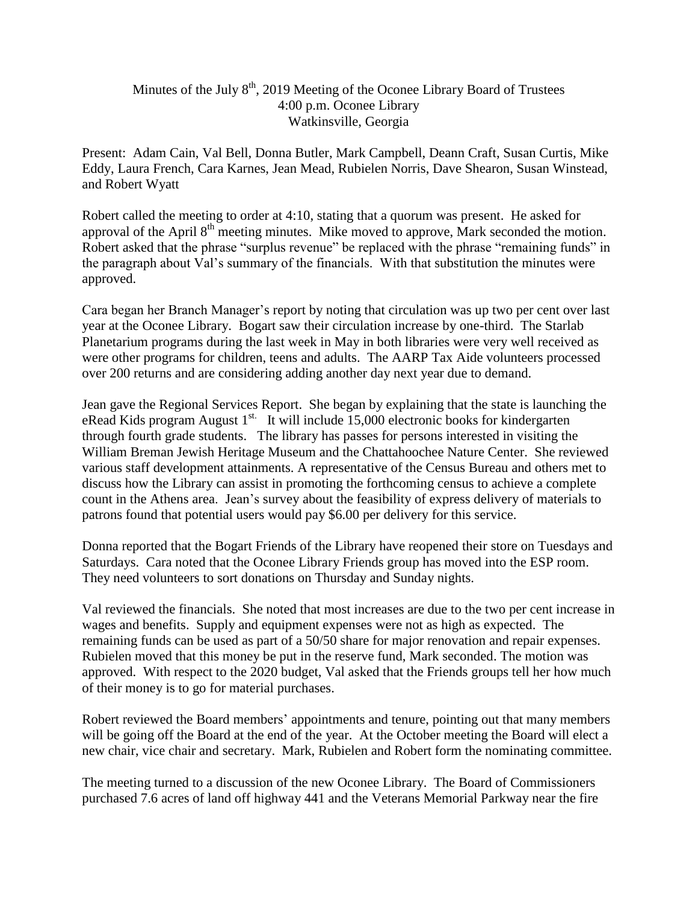Minutes of the July 8th, 2019 Meeting of the Oconee Library Board of Trustees
4:00 p.m. Oconee Library
Watkinsville, Georgia

Present: Adam Cain, Val Bell, Donna Butler, Mark Campbell, Deann Craft, Susan Curtis, Mike Eddy, Laura French, Cara Karnes, Jean Mead, Rubielen Norris, Dave Shearon, Susan Winstead, and Robert Wyatt

Robert called the meeting to order at 4:10, stating that a quorum was present. He asked for approval of the April 8th meeting minutes. Mike moved to approve, Mark seconded the motion. Robert asked that the phrase "surplus revenue" be replaced with the phrase "remaining funds" in the paragraph about Val's summary of the financials. With that substitution the minutes were approved.

Cara began her Branch Manager's report by noting that circulation was up two per cent over last year at the Oconee Library. Bogart saw their circulation increase by one-third. The Starlab Planetarium programs during the last week in May in both libraries were very well received as were other programs for children, teens and adults. The AARP Tax Aide volunteers processed over 200 returns and are considering adding another day next year due to demand.

Jean gave the Regional Services Report. She began by explaining that the state is launching the eRead Kids program August 1st. It will include 15,000 electronic books for kindergarten through fourth grade students. The library has passes for persons interested in visiting the William Breman Jewish Heritage Museum and the Chattahoochee Nature Center. She reviewed various staff development attainments. A representative of the Census Bureau and others met to discuss how the Library can assist in promoting the forthcoming census to achieve a complete count in the Athens area. Jean's survey about the feasibility of express delivery of materials to patrons found that potential users would pay $6.00 per delivery for this service.

Donna reported that the Bogart Friends of the Library have reopened their store on Tuesdays and Saturdays. Cara noted that the Oconee Library Friends group has moved into the ESP room. They need volunteers to sort donations on Thursday and Sunday nights.

Val reviewed the financials. She noted that most increases are due to the two per cent increase in wages and benefits. Supply and equipment expenses were not as high as expected. The remaining funds can be used as part of a 50/50 share for major renovation and repair expenses. Rubielen moved that this money be put in the reserve fund, Mark seconded. The motion was approved. With respect to the 2020 budget, Val asked that the Friends groups tell her how much of their money is to go for material purchases.

Robert reviewed the Board members' appointments and tenure, pointing out that many members will be going off the Board at the end of the year. At the October meeting the Board will elect a new chair, vice chair and secretary. Mark, Rubielen and Robert form the nominating committee.

The meeting turned to a discussion of the new Oconee Library. The Board of Commissioners purchased 7.6 acres of land off highway 441 and the Veterans Memorial Parkway near the fire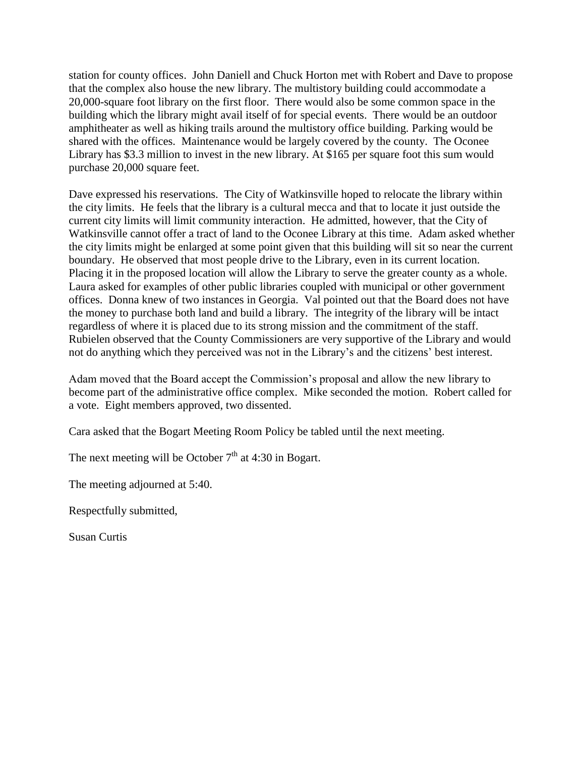station for county offices. John Daniell and Chuck Horton met with Robert and Dave to propose that the complex also house the new library. The multistory building could accommodate a 20,000-square foot library on the first floor. There would also be some common space in the building which the library might avail itself of for special events. There would be an outdoor amphitheater as well as hiking trails around the multistory office building. Parking would be shared with the offices. Maintenance would be largely covered by the county. The Oconee Library has $3.3 million to invest in the new library. At $165 per square foot this sum would purchase 20,000 square feet.

Dave expressed his reservations. The City of Watkinsville hoped to relocate the library within the city limits. He feels that the library is a cultural mecca and that to locate it just outside the current city limits will limit community interaction. He admitted, however, that the City of Watkinsville cannot offer a tract of land to the Oconee Library at this time. Adam asked whether the city limits might be enlarged at some point given that this building will sit so near the current boundary. He observed that most people drive to the Library, even in its current location. Placing it in the proposed location will allow the Library to serve the greater county as a whole. Laura asked for examples of other public libraries coupled with municipal or other government offices. Donna knew of two instances in Georgia. Val pointed out that the Board does not have the money to purchase both land and build a library. The integrity of the library will be intact regardless of where it is placed due to its strong mission and the commitment of the staff. Rubielen observed that the County Commissioners are very supportive of the Library and would not do anything which they perceived was not in the Library's and the citizens' best interest.

Adam moved that the Board accept the Commission's proposal and allow the new library to become part of the administrative office complex. Mike seconded the motion. Robert called for a vote. Eight members approved, two dissented.

Cara asked that the Bogart Meeting Room Policy be tabled until the next meeting.

The next meeting will be October 7th at 4:30 in Bogart.

The meeting adjourned at 5:40.

Respectfully submitted,

Susan Curtis